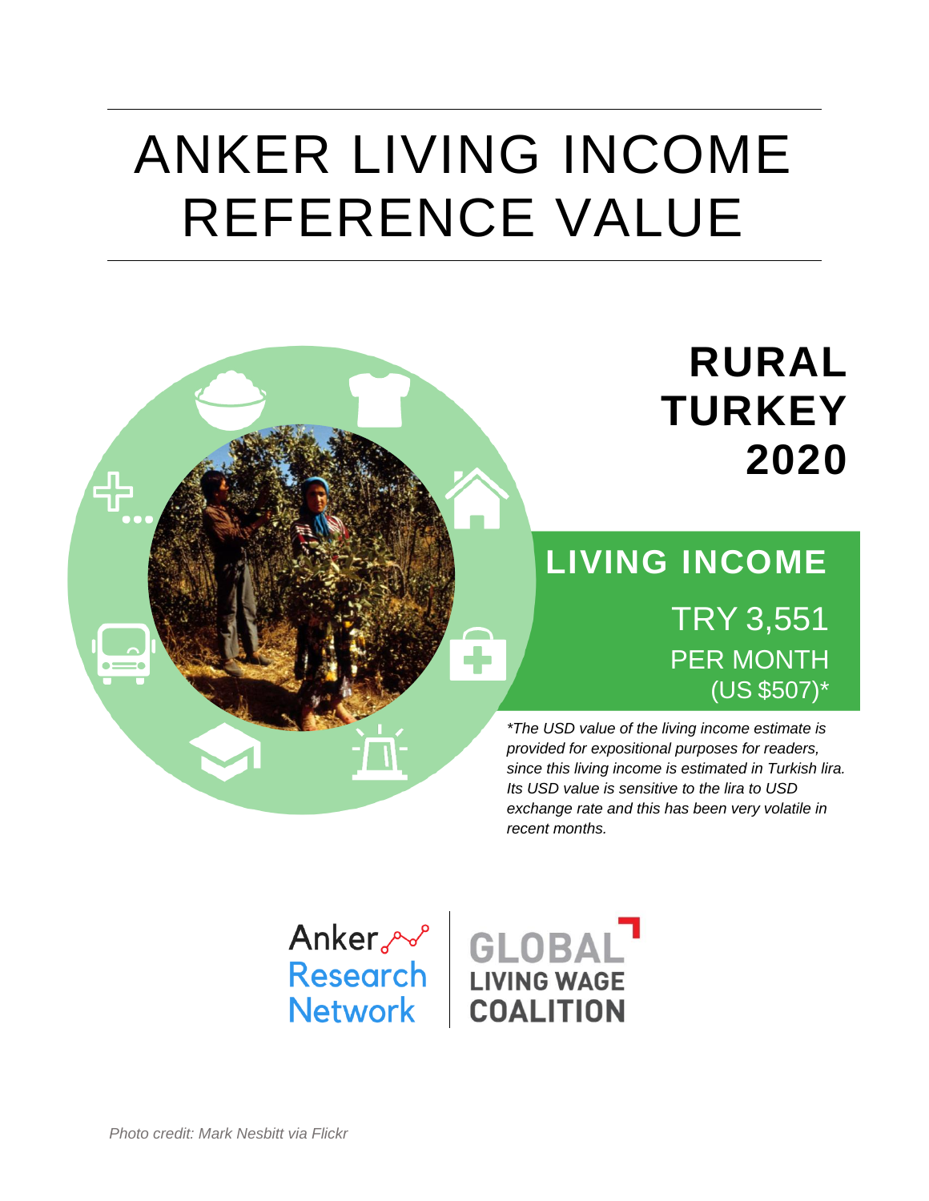# ANKER LIVING INCOME REFERENCE VALUE

## RURAL TURKEY 2020

### LIVING INCOME

TRY 3,551
PER MONTH
(US $507)*

*\*The USD value of the living income estimate is provided for expositional purposes for readers, since this living income is estimated in Turkish lira. Its USD value is sensitive to the lira to USD exchange rate and this has been very volatile in recent months.*

Anker Research Network | GLOBAL LIVING WAGE COALITION

*Photo credit: Mark Nesbitt via Flickr*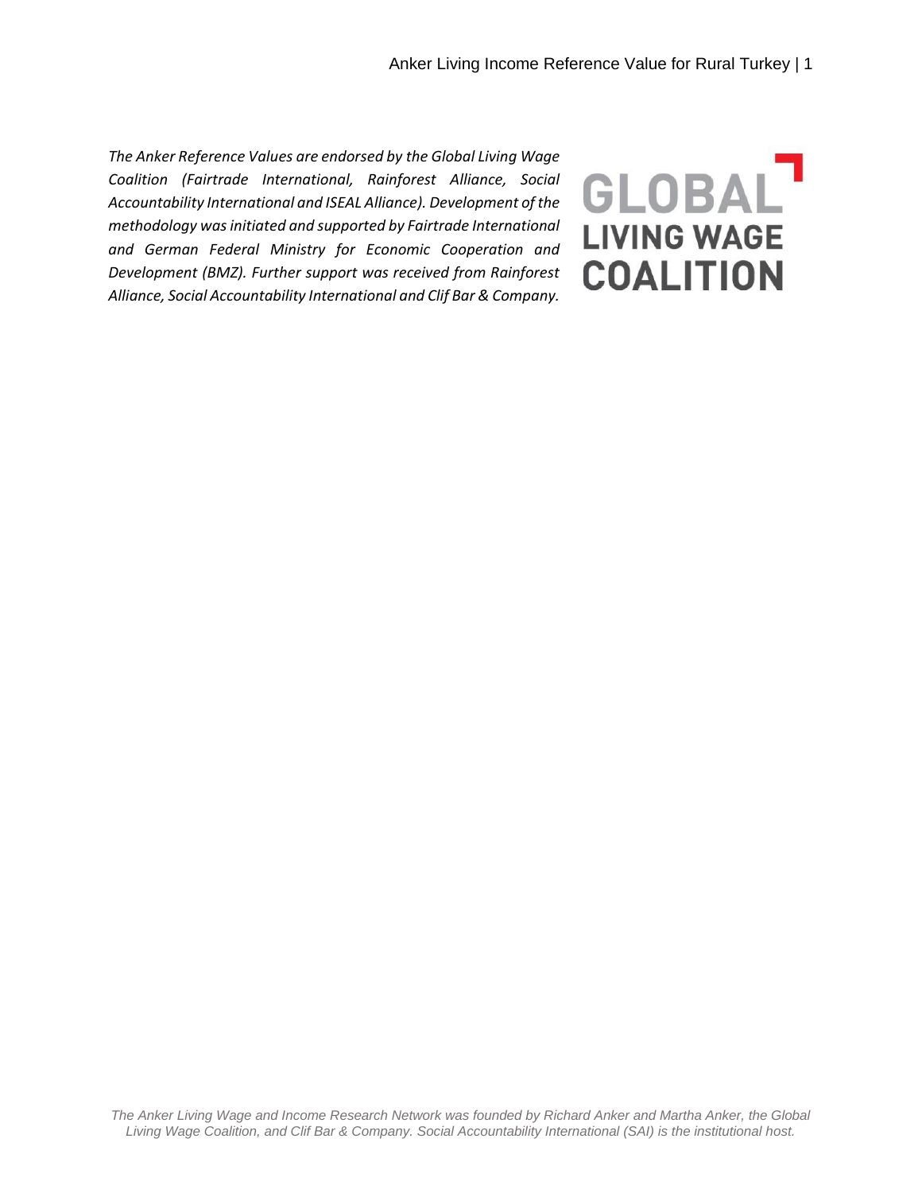*The Anker Reference Values are endorsed by the Global Living Wage Coalition (Fairtrade International, Rainforest Alliance, Social Accountability International and ISEAL Alliance). Development of the methodology was initiated and supported by Fairtrade International and German Federal Ministry for Economic Cooperation and Development (BMZ). Further support was received from Rainforest Alliance, Social Accountability International and Clif Bar & Company.*

GLOBAL LIVING WAGE COALITION

*The Anker Living Wage and Income Research Network was founded by Richard Anker and Martha Anker, the Global Living Wage Coalition, and Clif Bar & Company. Social Accountability International (SAI) is the institutional host.*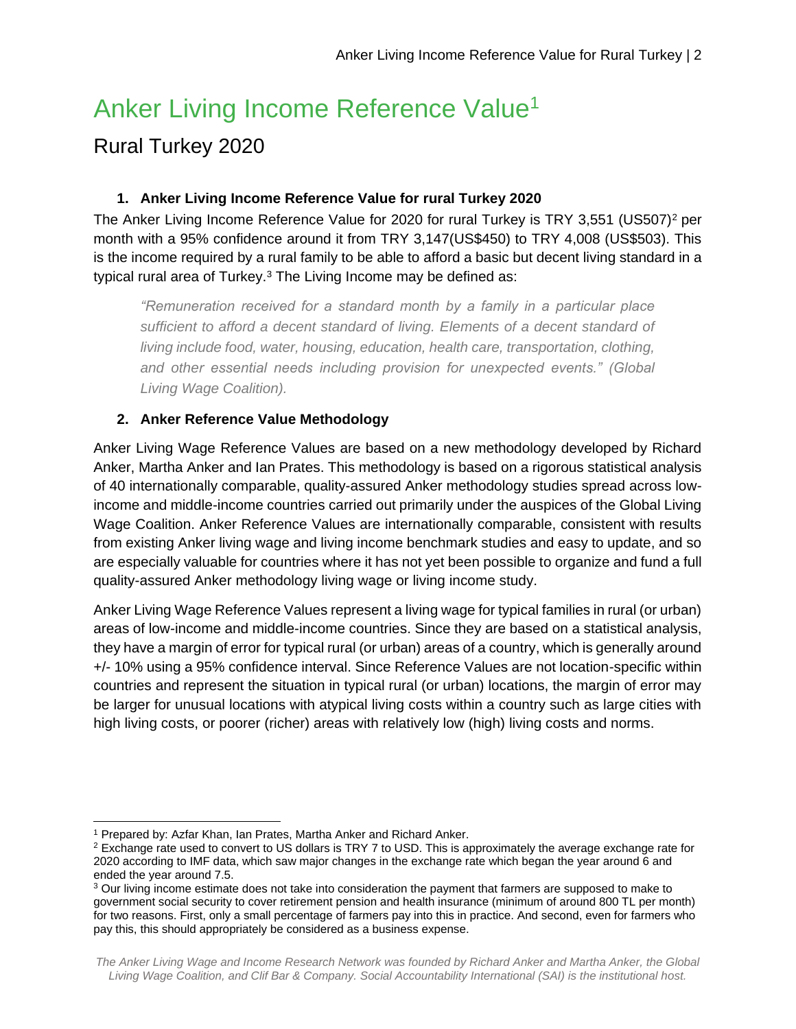# Anker Living Income Reference Value[1]

## Rural Turkey 2020

### 1. Anker Living Income Reference Value for rural Turkey 2020

The Anker Living Income Reference Value for 2020 for rural Turkey is TRY 3,551 (US507)[2] per month with a 95% confidence around it from TRY 3,147(US$450) to TRY 4,008 (US$503). This is the income required by a rural family to be able to afford a basic but decent living standard in a typical rural area of Turkey.[3] The Living Income may be defined as:

> *"Remuneration received for a standard month by a family in a particular place sufficient to afford a decent standard of living. Elements of a decent standard of living include food, water, housing, education, health care, transportation, clothing, and other essential needs including provision for unexpected events." (Global Living Wage Coalition).*

### 2. Anker Reference Value Methodology

Anker Living Wage Reference Values are based on a new methodology developed by Richard Anker, Martha Anker and Ian Prates. This methodology is based on a rigorous statistical analysis of 40 internationally comparable, quality-assured Anker methodology studies spread across low-income and middle-income countries carried out primarily under the auspices of the Global Living Wage Coalition. Anker Reference Values are internationally comparable, consistent with results from existing Anker living wage and living income benchmark studies and easy to update, and so are especially valuable for countries where it has not yet been possible to organize and fund a full quality-assured Anker methodology living wage or living income study.

Anker Living Wage Reference Values represent a living wage for typical families in rural (or urban) areas of low-income and middle-income countries. Since they are based on a statistical analysis, they have a margin of error for typical rural (or urban) areas of a country, which is generally around +/- 10% using a 95% confidence interval. Since Reference Values are not location-specific within countries and represent the situation in typical rural (or urban) locations, the margin of error may be larger for unusual locations with atypical living costs within a country such as large cities with high living costs, or poorer (richer) areas with relatively low (high) living costs and norms.

---

[1] Prepared by: Azfar Khan, Ian Prates, Martha Anker and Richard Anker.

[2] Exchange rate used to convert to US dollars is TRY 7 to USD. This is approximately the average exchange rate for 2020 according to IMF data, which saw major changes in the exchange rate which began the year around 6 and ended the year around 7.5.

[3] Our living income estimate does not take into consideration the payment that farmers are supposed to make to government social security to cover retirement pension and health insurance (minimum of around 800 TL per month) for two reasons. First, only a small percentage of farmers pay into this in practice. And second, even for farmers who pay this, this should appropriately be considered as a business expense.

*The Anker Living Wage and Income Research Network was founded by Richard Anker and Martha Anker, the Global Living Wage Coalition, and Clif Bar & Company. Social Accountability International (SAI) is the institutional host.*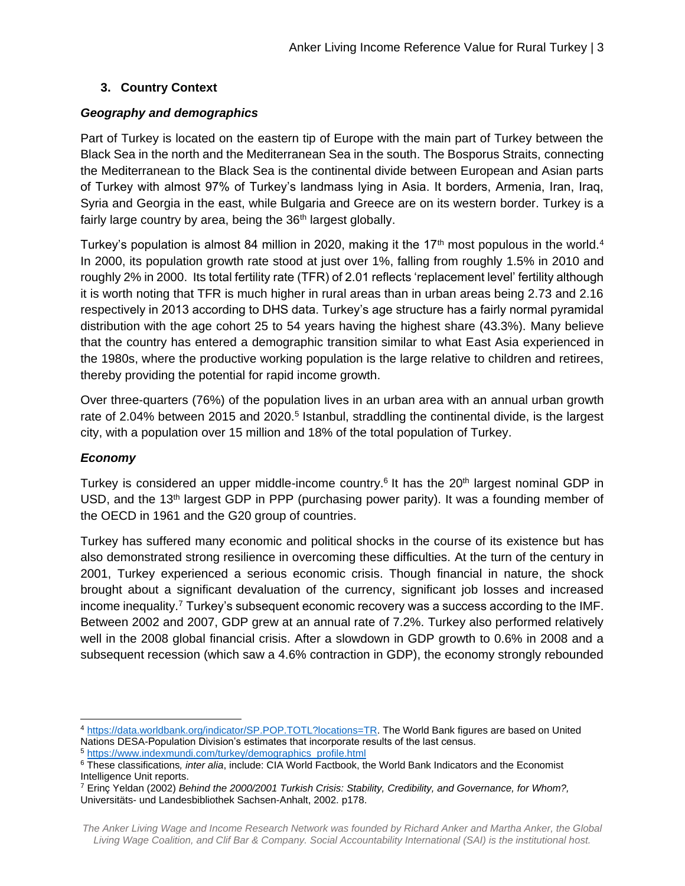## 3. Country Context

### *Geography and demographics*

Part of Turkey is located on the eastern tip of Europe with the main part of Turkey between the Black Sea in the north and the Mediterranean Sea in the south. The Bosporus Straits, connecting the Mediterranean to the Black Sea is the continental divide between European and Asian parts of Turkey with almost 97% of Turkey's landmass lying in Asia. It borders, Armenia, Iran, Iraq, Syria and Georgia in the east, while Bulgaria and Greece are on its western border. Turkey is a fairly large country by area, being the 36th largest globally.

Turkey's population is almost 84 million in 2020, making it the 17th most populous in the world.[4] In 2000, its population growth rate stood at just over 1%, falling from roughly 1.5% in 2010 and roughly 2% in 2000. Its total fertility rate (TFR) of 2.01 reflects 'replacement level' fertility although it is worth noting that TFR is much higher in rural areas than in urban areas being 2.73 and 2.16 respectively in 2013 according to DHS data. Turkey's age structure has a fairly normal pyramidal distribution with the age cohort 25 to 54 years having the highest share (43.3%). Many believe that the country has entered a demographic transition similar to what East Asia experienced in the 1980s, where the productive working population is the large relative to children and retirees, thereby providing the potential for rapid income growth.

Over three-quarters (76%) of the population lives in an urban area with an annual urban growth rate of 2.04% between 2015 and 2020.[5] Istanbul, straddling the continental divide, is the largest city, with a population over 15 million and 18% of the total population of Turkey.

### *Economy*

Turkey is considered an upper middle-income country.[6] It has the 20th largest nominal GDP in USD, and the 13th largest GDP in PPP (purchasing power parity). It was a founding member of the OECD in 1961 and the G20 group of countries.

Turkey has suffered many economic and political shocks in the course of its existence but has also demonstrated strong resilience in overcoming these difficulties. At the turn of the century in 2001, Turkey experienced a serious economic crisis. Though financial in nature, the shock brought about a significant devaluation of the currency, significant job losses and increased income inequality.[7] Turkey's subsequent economic recovery was a success according to the IMF. Between 2002 and 2007, GDP grew at an annual rate of 7.2%. Turkey also performed relatively well in the 2008 global financial crisis. After a slowdown in GDP growth to 0.6% in 2008 and a subsequent recession (which saw a 4.6% contraction in GDP), the economy strongly rebounded

---

[4] https://data.worldbank.org/indicator/SP.POP.TOTL?locations=TR. The World Bank figures are based on United Nations DESA-Population Division's estimates that incorporate results of the last census.

[5] https://www.indexmundi.com/turkey/demographics_profile.html

[6] These classifications, *inter alia*, include: CIA World Factbook, the World Bank Indicators and the Economist Intelligence Unit reports.

[7] Erinç Yeldan (2002) *Behind the 2000/2001 Turkish Crisis: Stability, Credibility, and Governance, for Whom?,* Universitäts- und Landesbibliothek Sachsen-Anhalt, 2002. p178.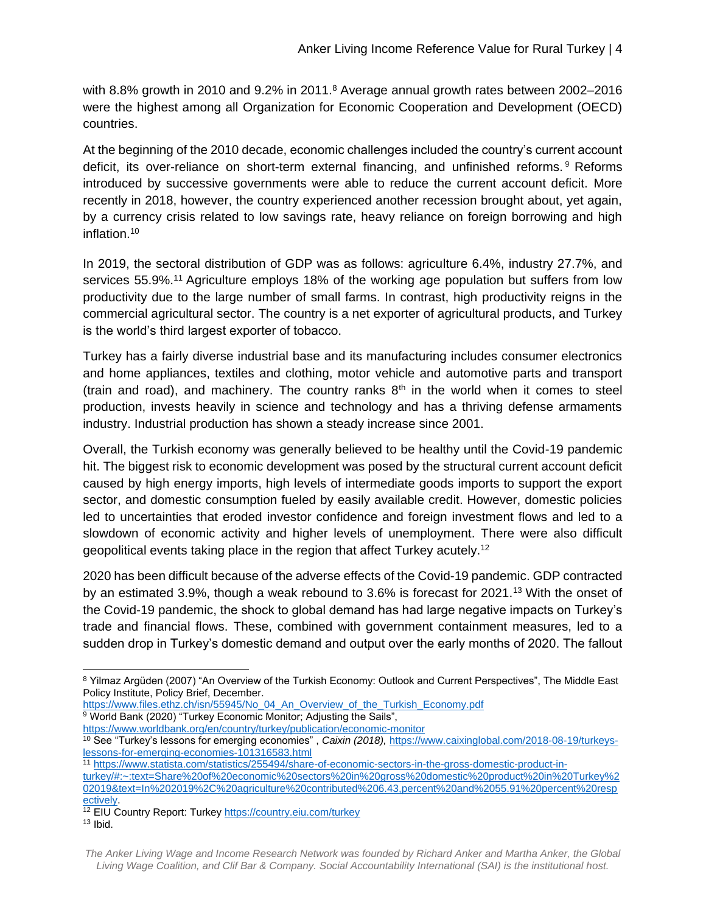with 8.8% growth in 2010 and 9.2% in 2011.[8] Average annual growth rates between 2002–2016 were the highest among all Organization for Economic Cooperation and Development (OECD) countries.

At the beginning of the 2010 decade, economic challenges included the country's current account deficit, its over-reliance on short-term external financing, and unfinished reforms.[9] Reforms introduced by successive governments were able to reduce the current account deficit. More recently in 2018, however, the country experienced another recession brought about, yet again, by a currency crisis related to low savings rate, heavy reliance on foreign borrowing and high inflation.[10]

In 2019, the sectoral distribution of GDP was as follows: agriculture 6.4%, industry 27.7%, and services 55.9%.[11] Agriculture employs 18% of the working age population but suffers from low productivity due to the large number of small farms. In contrast, high productivity reigns in the commercial agricultural sector. The country is a net exporter of agricultural products, and Turkey is the world's third largest exporter of tobacco.

Turkey has a fairly diverse industrial base and its manufacturing includes consumer electronics and home appliances, textiles and clothing, motor vehicle and automotive parts and transport (train and road), and machinery. The country ranks 8th in the world when it comes to steel production, invests heavily in science and technology and has a thriving defense armaments industry. Industrial production has shown a steady increase since 2001.

Overall, the Turkish economy was generally believed to be healthy until the Covid-19 pandemic hit. The biggest risk to economic development was posed by the structural current account deficit caused by high energy imports, high levels of intermediate goods imports to support the export sector, and domestic consumption fueled by easily available credit. However, domestic policies led to uncertainties that eroded investor confidence and foreign investment flows and led to a slowdown of economic activity and higher levels of unemployment. There were also difficult geopolitical events taking place in the region that affect Turkey acutely.[12]

2020 has been difficult because of the adverse effects of the Covid-19 pandemic. GDP contracted by an estimated 3.9%, though a weak rebound to 3.6% is forecast for 2021.[13] With the onset of the Covid-19 pandemic, the shock to global demand has had large negative impacts on Turkey's trade and financial flows. These, combined with government containment measures, led to a sudden drop in Turkey's domestic demand and output over the early months of 2020. The fallout

---

[8] Yilmaz Argüden (2007) "An Overview of the Turkish Economy: Outlook and Current Perspectives", The Middle East Policy Institute, Policy Brief, December. https://www.files.ethz.ch/isn/55945/No_04_An_Overview_of_the_Turkish_Economy.pdf

[9] World Bank (2020) "Turkey Economic Monitor; Adjusting the Sails", https://www.worldbank.org/en/country/turkey/publication/economic-monitor

[10] See "Turkey's lessons for emerging economies", *Caixin (2018),* https://www.caixinglobal.com/2018-08-19/turkeys-lessons-for-emerging-economies-101316583.html

[11] https://www.statista.com/statistics/255494/share-of-economic-sectors-in-the-gross-domestic-product-in-turkey/#:~:text=Share%20of%20economic%20sectors%20in%20gross%20domestic%20product%20in%20Turkey%202019&text=In%202019%2C%20agriculture%20contributed%206.43,percent%20and%2055.91%20percent%20respectively.

[12] EIU Country Report: Turkey https://country.eiu.com/turkey

[13] Ibid.

*The Anker Living Wage and Income Research Network was founded by Richard Anker and Martha Anker, the Global Living Wage Coalition, and Clif Bar & Company. Social Accountability International (SAI) is the institutional host.*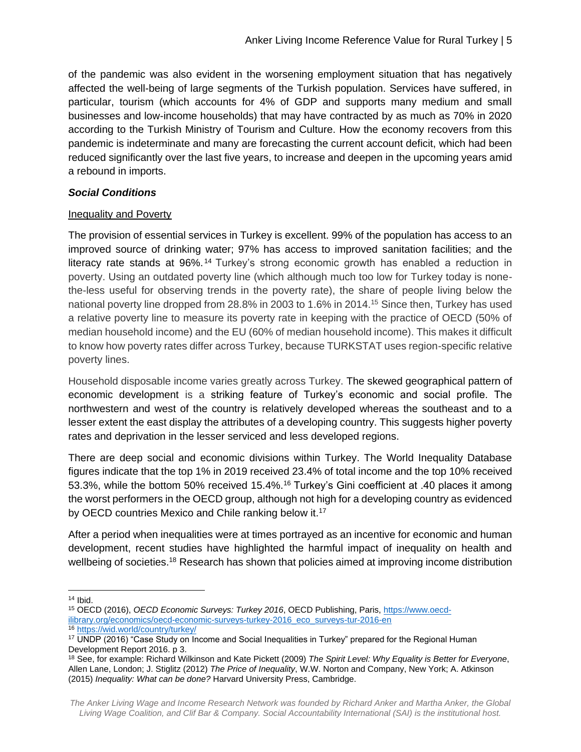of the pandemic was also evident in the worsening employment situation that has negatively affected the well-being of large segments of the Turkish population. Services have suffered, in particular, tourism (which accounts for 4% of GDP and supports many medium and small businesses and low-income households) that may have contracted by as much as 70% in 2020 according to the Turkish Ministry of Tourism and Culture. How the economy recovers from this pandemic is indeterminate and many are forecasting the current account deficit, which had been reduced significantly over the last five years, to increase and deepen in the upcoming years amid a rebound in imports.

### *Social Conditions*

Inequality and Poverty

The provision of essential services in Turkey is excellent. 99% of the population has access to an improved source of drinking water; 97% has access to improved sanitation facilities; and the literacy rate stands at 96%.[14] Turkey's strong economic growth has enabled a reduction in poverty. Using an outdated poverty line (which although much too low for Turkey today is none-the-less useful for observing trends in the poverty rate), the share of people living below the national poverty line dropped from 28.8% in 2003 to 1.6% in 2014.[15] Since then, Turkey has used a relative poverty line to measure its poverty rate in keeping with the practice of OECD (50% of median household income) and the EU (60% of median household income). This makes it difficult to know how poverty rates differ across Turkey, because TURKSTAT uses region-specific relative poverty lines.

Household disposable income varies greatly across Turkey. The skewed geographical pattern of economic development is a striking feature of Turkey's economic and social profile. The northwestern and west of the country is relatively developed whereas the southeast and to a lesser extent the east display the attributes of a developing country. This suggests higher poverty rates and deprivation in the lesser serviced and less developed regions.

There are deep social and economic divisions within Turkey. The World Inequality Database figures indicate that the top 1% in 2019 received 23.4% of total income and the top 10% received 53.3%, while the bottom 50% received 15.4%.[16] Turkey's Gini coefficient at .40 places it among the worst performers in the OECD group, although not high for a developing country as evidenced by OECD countries Mexico and Chile ranking below it.[17]

After a period when inequalities were at times portrayed as an incentive for economic and human development, recent studies have highlighted the harmful impact of inequality on health and wellbeing of societies.[18] Research has shown that policies aimed at improving income distribution

---

[14] Ibid.

[15] OECD (2016), *OECD Economic Surveys: Turkey 2016*, OECD Publishing, Paris, https://www.oecd-ilibrary.org/economics/oecd-economic-surveys-turkey-2016_eco_surveys-tur-2016-en

[16] https://wid.world/country/turkey/

[17] UNDP (2016) "Case Study on Income and Social Inequalities in Turkey" prepared for the Regional Human Development Report 2016. p 3.

[18] See, for example: Richard Wilkinson and Kate Pickett (2009) *The Spirit Level: Why Equality is Better for Everyone*, Allen Lane, London; J. Stiglitz (2012) *The Price of Inequality*, W.W. Norton and Company, New York; A. Atkinson (2015) *Inequality: What can be done?* Harvard University Press, Cambridge.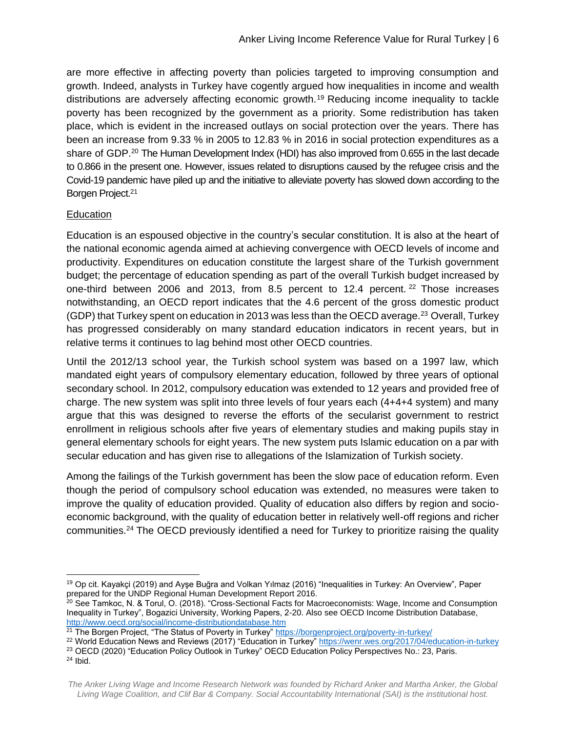are more effective in affecting poverty than policies targeted to improving consumption and growth. Indeed, analysts in Turkey have cogently argued how inequalities in income and wealth distributions are adversely affecting economic growth.[19] Reducing income inequality to tackle poverty has been recognized by the government as a priority. Some redistribution has taken place, which is evident in the increased outlays on social protection over the years. There has been an increase from 9.33 % in 2005 to 12.83 % in 2016 in social protection expenditures as a share of GDP.[20] The Human Development Index (HDI) has also improved from 0.655 in the last decade to 0.866 in the present one. However, issues related to disruptions caused by the refugee crisis and the Covid-19 pandemic have piled up and the initiative to alleviate poverty has slowed down according to the Borgen Project.[21]

## Education

Education is an espoused objective in the country's secular constitution. It is also at the heart of the national economic agenda aimed at achieving convergence with OECD levels of income and productivity. Expenditures on education constitute the largest share of the Turkish government budget; the percentage of education spending as part of the overall Turkish budget increased by one-third between 2006 and 2013, from 8.5 percent to 12.4 percent.[22] Those increases notwithstanding, an OECD report indicates that the 4.6 percent of the gross domestic product (GDP) that Turkey spent on education in 2013 was less than the OECD average.[23] Overall, Turkey has progressed considerably on many standard education indicators in recent years, but in relative terms it continues to lag behind most other OECD countries.

Until the 2012/13 school year, the Turkish school system was based on a 1997 law, which mandated eight years of compulsory elementary education, followed by three years of optional secondary school. In 2012, compulsory education was extended to 12 years and provided free of charge. The new system was split into three levels of four years each (4+4+4 system) and many argue that this was designed to reverse the efforts of the secularist government to restrict enrollment in religious schools after five years of elementary studies and making pupils stay in general elementary schools for eight years. The new system puts Islamic education on a par with secular education and has given rise to allegations of the Islamization of Turkish society.

Among the failings of the Turkish government has been the slow pace of education reform. Even though the period of compulsory school education was extended, no measures were taken to improve the quality of education provided. Quality of education also differs by region and socio-economic background, with the quality of education better in relatively well-off regions and richer communities.[24] The OECD previously identified a need for Turkey to prioritize raising the quality

---

[19] Op cit. Kayakçi (2019) and Ayşe Buğra and Volkan Yılmaz (2016) "Inequalities in Turkey: An Overview", Paper prepared for the UNDP Regional Human Development Report 2016.

[20] See Tamkoc, N. & Torul, O. (2018). "Cross-Sectional Facts for Macroeconomists: Wage, Income and Consumption Inequality in Turkey", Bogazici University, Working Papers, 2-20. Also see OECD Income Distribution Database, http://www.oecd.org/social/income-distributiondatabase.htm

[21] The Borgen Project, "The Status of Poverty in Turkey" https://borgenproject.org/poverty-in-turkey/

[22] World Education News and Reviews (2017) "Education in Turkey" https://wenr.wes.org/2017/04/education-in-turkey

[23] OECD (2020) "Education Policy Outlook in Turkey" OECD Education Policy Perspectives No.: 23, Paris.

[24] Ibid.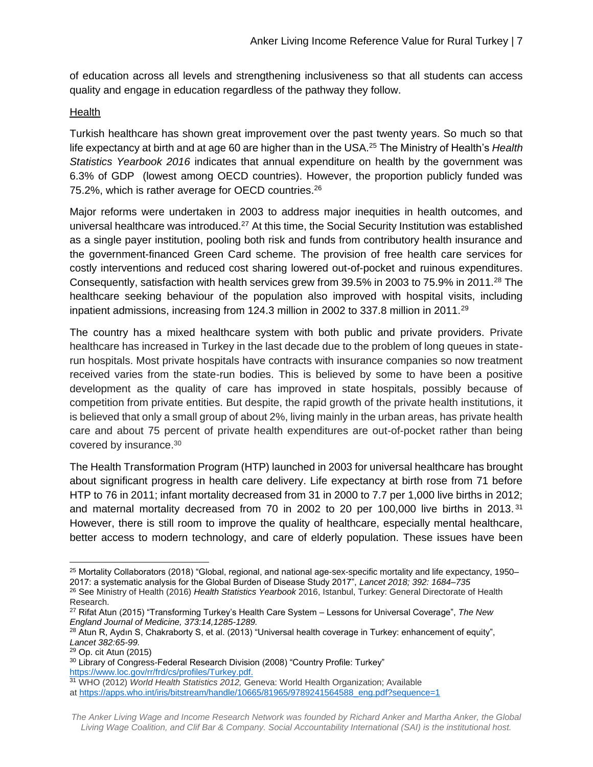of education across all levels and strengthening inclusiveness so that all students can access quality and engage in education regardless of the pathway they follow.

Health

Turkish healthcare has shown great improvement over the past twenty years. So much so that life expectancy at birth and at age 60 are higher than in the USA.[25] The Ministry of Health's *Health Statistics Yearbook 2016* indicates that annual expenditure on health by the government was 6.3% of GDP (lowest among OECD countries). However, the proportion publicly funded was 75.2%, which is rather average for OECD countries.[26]

Major reforms were undertaken in 2003 to address major inequities in health outcomes, and universal healthcare was introduced.[27] At this time, the Social Security Institution was established as a single payer institution, pooling both risk and funds from contributory health insurance and the government-financed Green Card scheme. The provision of free health care services for costly interventions and reduced cost sharing lowered out-of-pocket and ruinous expenditures. Consequently, satisfaction with health services grew from 39.5% in 2003 to 75.9% in 2011.[28] The healthcare seeking behaviour of the population also improved with hospital visits, including inpatient admissions, increasing from 124.3 million in 2002 to 337.8 million in 2011.[29]

The country has a mixed healthcare system with both public and private providers. Private healthcare has increased in Turkey in the last decade due to the problem of long queues in state-run hospitals. Most private hospitals have contracts with insurance companies so now treatment received varies from the state-run bodies. This is believed by some to have been a positive development as the quality of care has improved in state hospitals, possibly because of competition from private entities. But despite, the rapid growth of the private health institutions, it is believed that only a small group of about 2%, living mainly in the urban areas, has private health care and about 75 percent of private health expenditures are out-of-pocket rather than being covered by insurance.[30]

The Health Transformation Program (HTP) launched in 2003 for universal healthcare has brought about significant progress in health care delivery. Life expectancy at birth rose from 71 before HTP to 76 in 2011; infant mortality decreased from 31 in 2000 to 7.7 per 1,000 live births in 2012; and maternal mortality decreased from 70 in 2002 to 20 per 100,000 live births in 2013.[31] However, there is still room to improve the quality of healthcare, especially mental healthcare, better access to modern technology, and care of elderly population. These issues have been

---

[25] Mortality Collaborators (2018) "Global, regional, and national age-sex-specific mortality and life expectancy, 1950–2017: a systematic analysis for the Global Burden of Disease Study 2017", *Lancet 2018; 392: 1684–735*

[26] See Ministry of Health (2016) *Health Statistics Yearbook* 2016, Istanbul, Turkey: General Directorate of Health Research.

[27] Rifat Atun (2015) "Transforming Turkey's Health Care System – Lessons for Universal Coverage", *The New England Journal of Medicine, 373:14,1285-1289.*

[28] Atun R, Aydın S, Chakraborty S, et al. (2013) "Universal health coverage in Turkey: enhancement of equity", *Lancet 382:65-99.*

[29] Op. cit Atun (2015)

[30] Library of Congress-Federal Research Division (2008) "Country Profile: Turkey" https://www.loc.gov/rr/frd/cs/profiles/Turkey.pdf.

[31] WHO (2012) *World Health Statistics 2012,* Geneva: World Health Organization; Available at https://apps.who.int/iris/bitstream/handle/10665/81965/9789241564588_eng.pdf?sequence=1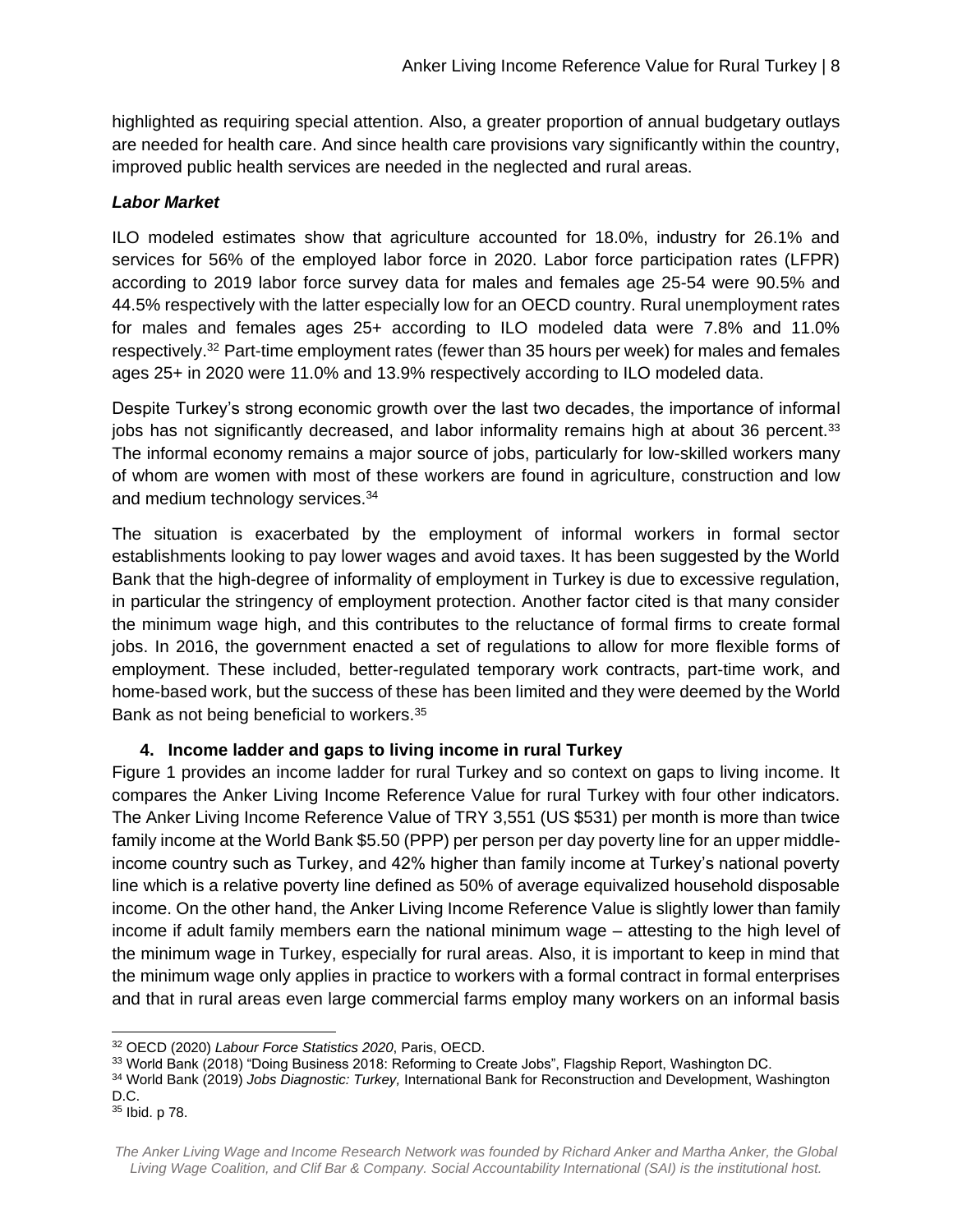highlighted as requiring special attention. Also, a greater proportion of annual budgetary outlays are needed for health care. And since health care provisions vary significantly within the country, improved public health services are needed in the neglected and rural areas.

### *Labor Market*

ILO modeled estimates show that agriculture accounted for 18.0%, industry for 26.1% and services for 56% of the employed labor force in 2020. Labor force participation rates (LFPR) according to 2019 labor force survey data for males and females age 25-54 were 90.5% and 44.5% respectively with the latter especially low for an OECD country. Rural unemployment rates for males and females ages 25+ according to ILO modeled data were 7.8% and 11.0% respectively.[32] Part-time employment rates (fewer than 35 hours per week) for males and females ages 25+ in 2020 were 11.0% and 13.9% respectively according to ILO modeled data.

Despite Turkey's strong economic growth over the last two decades, the importance of informal jobs has not significantly decreased, and labor informality remains high at about 36 percent.[33] The informal economy remains a major source of jobs, particularly for low-skilled workers many of whom are women with most of these workers are found in agriculture, construction and low and medium technology services.[34]

The situation is exacerbated by the employment of informal workers in formal sector establishments looking to pay lower wages and avoid taxes. It has been suggested by the World Bank that the high-degree of informality of employment in Turkey is due to excessive regulation, in particular the stringency of employment protection. Another factor cited is that many consider the minimum wage high, and this contributes to the reluctance of formal firms to create formal jobs. In 2016, the government enacted a set of regulations to allow for more flexible forms of employment. These included, better-regulated temporary work contracts, part-time work, and home-based work, but the success of these has been limited and they were deemed by the World Bank as not being beneficial to workers.[35]

## 4. Income ladder and gaps to living income in rural Turkey

Figure 1 provides an income ladder for rural Turkey and so context on gaps to living income. It compares the Anker Living Income Reference Value for rural Turkey with four other indicators. The Anker Living Income Reference Value of TRY 3,551 (US $531) per month is more than twice family income at the World Bank $5.50 (PPP) per person per day poverty line for an upper middle-income country such as Turkey, and 42% higher than family income at Turkey's national poverty line which is a relative poverty line defined as 50% of average equivalized household disposable income. On the other hand, the Anker Living Income Reference Value is slightly lower than family income if adult family members earn the national minimum wage – attesting to the high level of the minimum wage in Turkey, especially for rural areas. Also, it is important to keep in mind that the minimum wage only applies in practice to workers with a formal contract in formal enterprises and that in rural areas even large commercial farms employ many workers on an informal basis

---

[32] OECD (2020) *Labour Force Statistics 2020*, Paris, OECD.

[33] World Bank (2018) "Doing Business 2018: Reforming to Create Jobs", Flagship Report, Washington DC.

[34] World Bank (2019) *Jobs Diagnostic: Turkey,* International Bank for Reconstruction and Development, Washington D.C.

[35] Ibid. p 78.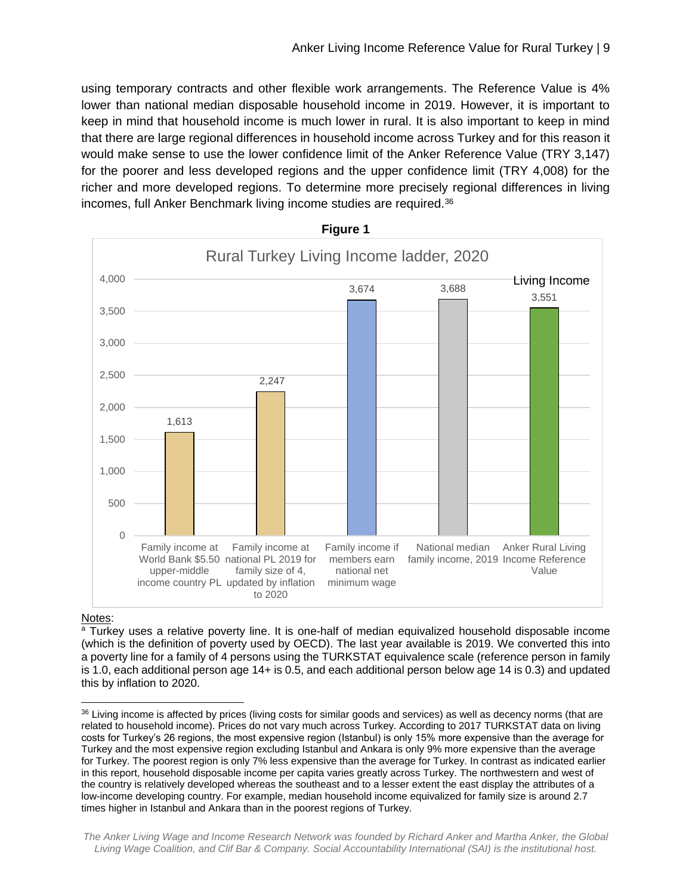using temporary contracts and other flexible work arrangements. The Reference Value is 4% lower than national median disposable household income in 2019. However, it is important to keep in mind that household income is much lower in rural. It is also important to keep in mind that there are large regional differences in household income across Turkey and for this reason it would make sense to use the lower confidence limit of the Anker Reference Value (TRY 3,147) for the poorer and less developed regions and the upper confidence limit (TRY 4,008) for the richer and more developed regions. To determine more precisely regional differences in living incomes, full Anker Benchmark living income studies are required.[36]

**Figure 1**

Rural Turkey Living Income ladder, 2020

| Category | Value |
|---|---|
| Family income at World Bank $5.50 upper-middle income country PL | 1,613 |
| Family income at national PL 2019 for family size of 4, updated by inflation to 2020 | 2,247 |
| Family income if members earn national net minimum wage | 3,674 |
| National median family income, 2019 | 3,688 |
| Anker Rural Living Income Reference Value (Living Income) | 3,551 |

Notes:

[a] Turkey uses a relative poverty line. It is one-half of median equivalized household disposable income (which is the definition of poverty used by OECD). The last year available is 2019. We converted this into a poverty line for a family of 4 persons using the TURKSTAT equivalence scale (reference person in family is 1.0, each additional person age 14+ is 0.5, and each additional person below age 14 is 0.3) and updated this by inflation to 2020.

[36] Living income is affected by prices (living costs for similar goods and services) as well as decency norms (that are related to household income). Prices do not vary much across Turkey. According to 2017 TURKSTAT data on living costs for Turkey's 26 regions, the most expensive region (Istanbul) is only 15% more expensive than the average for Turkey and the most expensive region excluding Istanbul and Ankara is only 9% more expensive than the average for Turkey. The poorest region is only 7% less expensive than the average for Turkey. In contrast as indicated earlier in this report, household disposable income per capita varies greatly across Turkey. The northwestern and west of the country is relatively developed whereas the southeast and to a lesser extent the east display the attributes of a low-income developing country. For example, median household income equivalized for family size is around 2.7 times higher in Istanbul and Ankara than in the poorest regions of Turkey.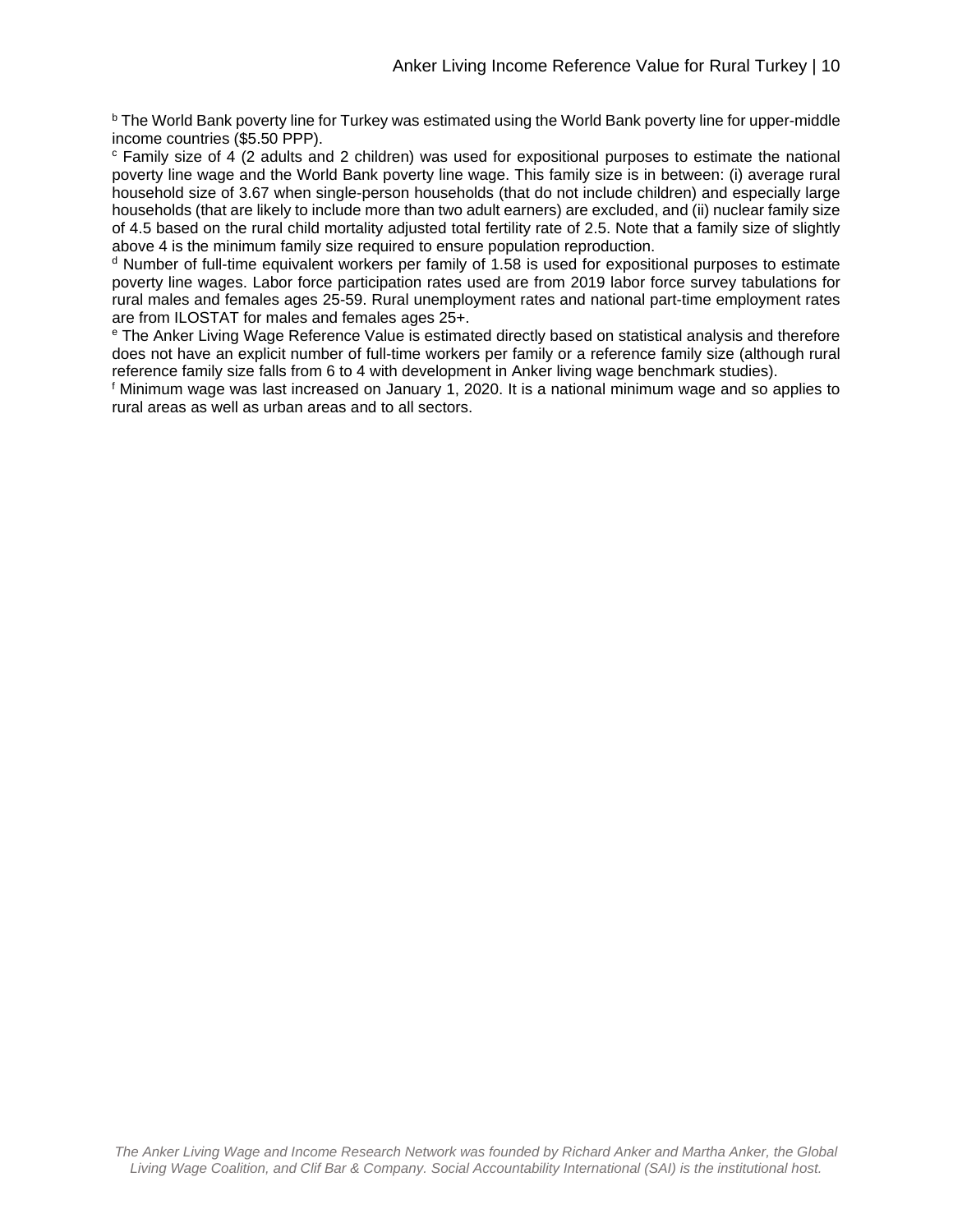[b] The World Bank poverty line for Turkey was estimated using the World Bank poverty line for upper-middle income countries ($5.50 PPP).

[c] Family size of 4 (2 adults and 2 children) was used for expositional purposes to estimate the national poverty line wage and the World Bank poverty line wage. This family size is in between: (i) average rural household size of 3.67 when single-person households (that do not include children) and especially large households (that are likely to include more than two adult earners) are excluded, and (ii) nuclear family size of 4.5 based on the rural child mortality adjusted total fertility rate of 2.5. Note that a family size of slightly above 4 is the minimum family size required to ensure population reproduction.

[d] Number of full-time equivalent workers per family of 1.58 is used for expositional purposes to estimate poverty line wages. Labor force participation rates used are from 2019 labor force survey tabulations for rural males and females ages 25-59. Rural unemployment rates and national part-time employment rates are from ILOSTAT for males and females ages 25+.

[e] The Anker Living Wage Reference Value is estimated directly based on statistical analysis and therefore does not have an explicit number of full-time workers per family or a reference family size (although rural reference family size falls from 6 to 4 with development in Anker living wage benchmark studies).

[f] Minimum wage was last increased on January 1, 2020. It is a national minimum wage and so applies to rural areas as well as urban areas and to all sectors.